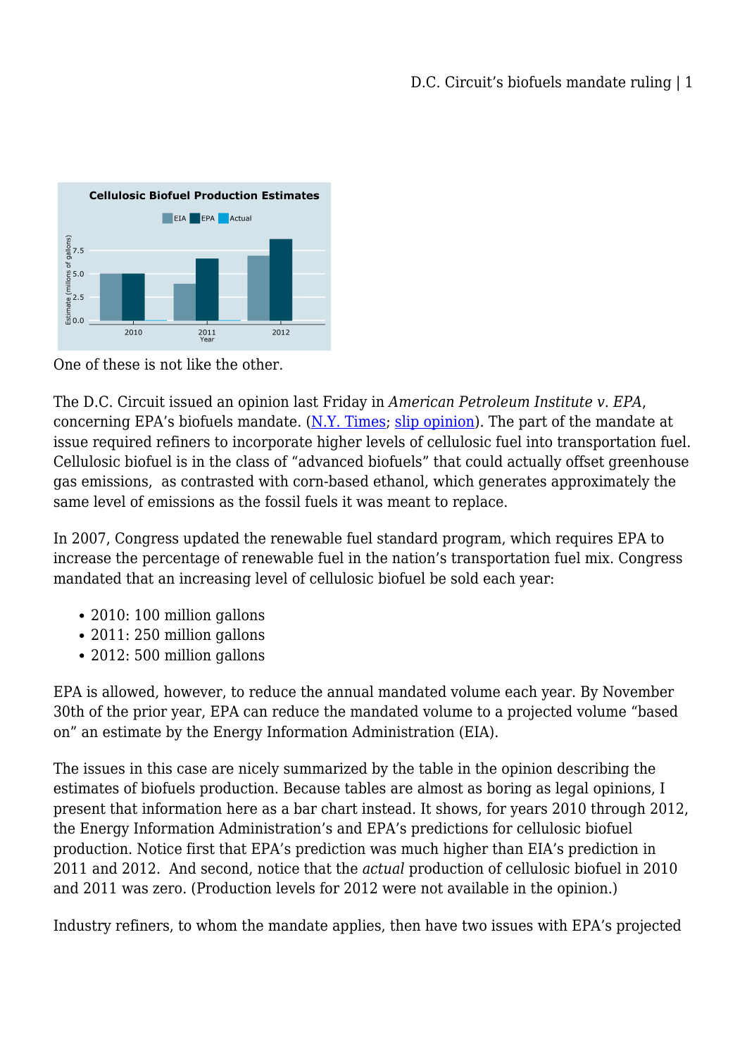One of these is not like the other.

The D.C. Circuit issued an opinion last Friday in *American Petroleum Institute v. EPA*, concerning EPA's biofuels mandate. (N.Y. Times; slip opinion). The part of the mandate at issue required refiners to incorporate higher levels of cellulosic fuel into transportation fuel. Cellulosic biofuel is in the class of "advanced biofuels" that could actually offset greenhouse gas emissions, as contrasted with corn-based ethanol, which generates approximately the same level of emissions as the fossil fuels it was meant to replace.

In 2007, Congress updated the renewable fuel standard program, which requires EPA to increase the percentage of renewable fuel in the nation's transportation fuel mix. Congress mandated that an increasing level of cellulosic biofuel be sold each year:

- 2010: 100 million gallons
- 2011: 250 million gallons
- 2012: 500 million gallons

EPA is allowed, however, to reduce the annual mandated volume each year. By November 30th of the prior year, EPA can reduce the mandated volume to a projected volume "based on" an estimate by the Energy Information Administration (EIA).

The issues in this case are nicely summarized by the table in the opinion describing the estimates of biofuels production. Because tables are almost as boring as legal opinions, I present that information here as a bar chart instead. It shows, for years 2010 through 2012, the Energy Information Administration's and EPA's predictions for cellulosic biofuel production. Notice first that EPA's prediction was much higher than EIA's prediction in 2011 and 2012. And second, notice that the *actual* production of cellulosic biofuel in 2010 and 2011 was zero. (Production levels for 2012 were not available in the opinion.)

Industry refiners, to whom the mandate applies, then have two issues with EPA's projected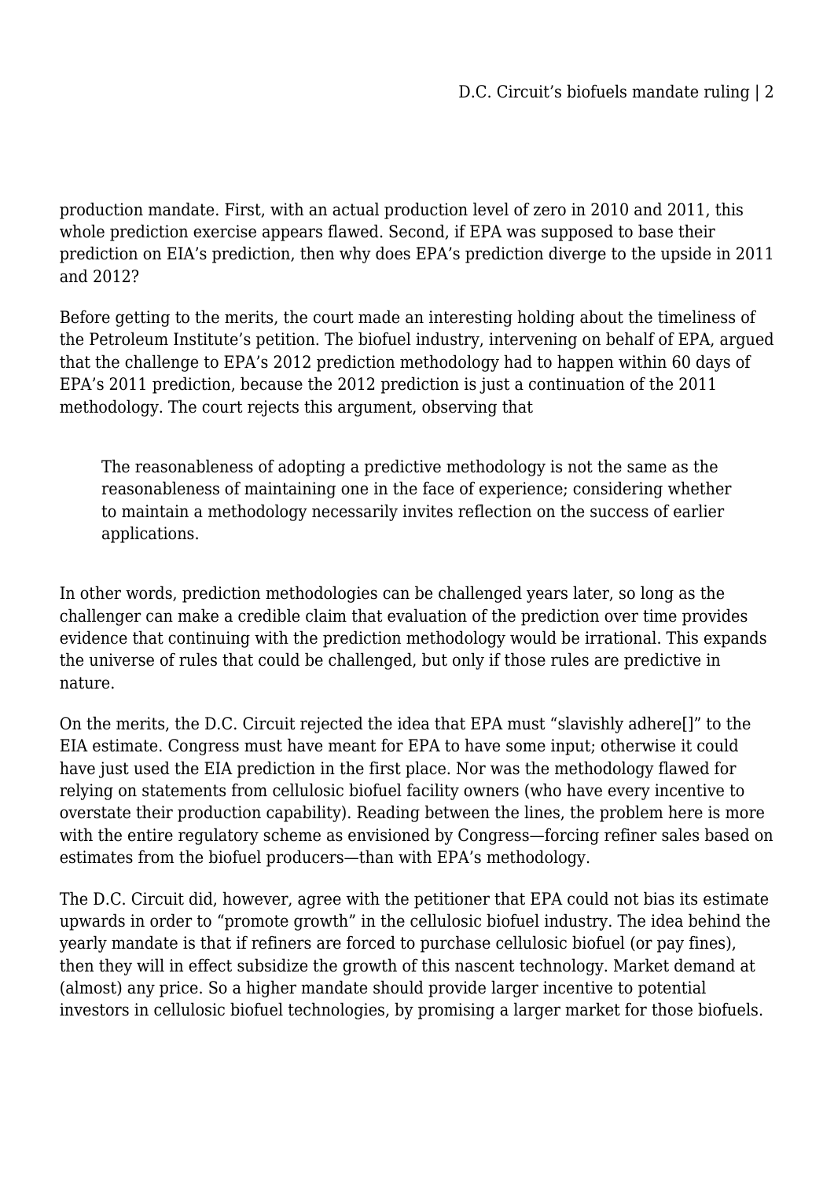production mandate. First, with an actual production level of zero in 2010 and 2011, this whole prediction exercise appears flawed. Second, if EPA was supposed to base their prediction on EIA's prediction, then why does EPA's prediction diverge to the upside in 2011 and 2012?

Before getting to the merits, the court made an interesting holding about the timeliness of the Petroleum Institute's petition. The biofuel industry, intervening on behalf of EPA, argued that the challenge to EPA's 2012 prediction methodology had to happen within 60 days of EPA's 2011 prediction, because the 2012 prediction is just a continuation of the 2011 methodology. The court rejects this argument, observing that

> The reasonableness of adopting a predictive methodology is not the same as the reasonableness of maintaining one in the face of experience; considering whether to maintain a methodology necessarily invites reflection on the success of earlier applications.

In other words, prediction methodologies can be challenged years later, so long as the challenger can make a credible claim that evaluation of the prediction over time provides evidence that continuing with the prediction methodology would be irrational. This expands the universe of rules that could be challenged, but only if those rules are predictive in nature.

On the merits, the D.C. Circuit rejected the idea that EPA must "slavishly adhere[]" to the EIA estimate. Congress must have meant for EPA to have some input; otherwise it could have just used the EIA prediction in the first place. Nor was the methodology flawed for relying on statements from cellulosic biofuel facility owners (who have every incentive to overstate their production capability). Reading between the lines, the problem here is more with the entire regulatory scheme as envisioned by Congress—forcing refiner sales based on estimates from the biofuel producers—than with EPA's methodology.

The D.C. Circuit did, however, agree with the petitioner that EPA could not bias its estimate upwards in order to "promote growth" in the cellulosic biofuel industry. The idea behind the yearly mandate is that if refiners are forced to purchase cellulosic biofuel (or pay fines), then they will in effect subsidize the growth of this nascent technology. Market demand at (almost) any price. So a higher mandate should provide larger incentive to potential investors in cellulosic biofuel technologies, by promising a larger market for those biofuels.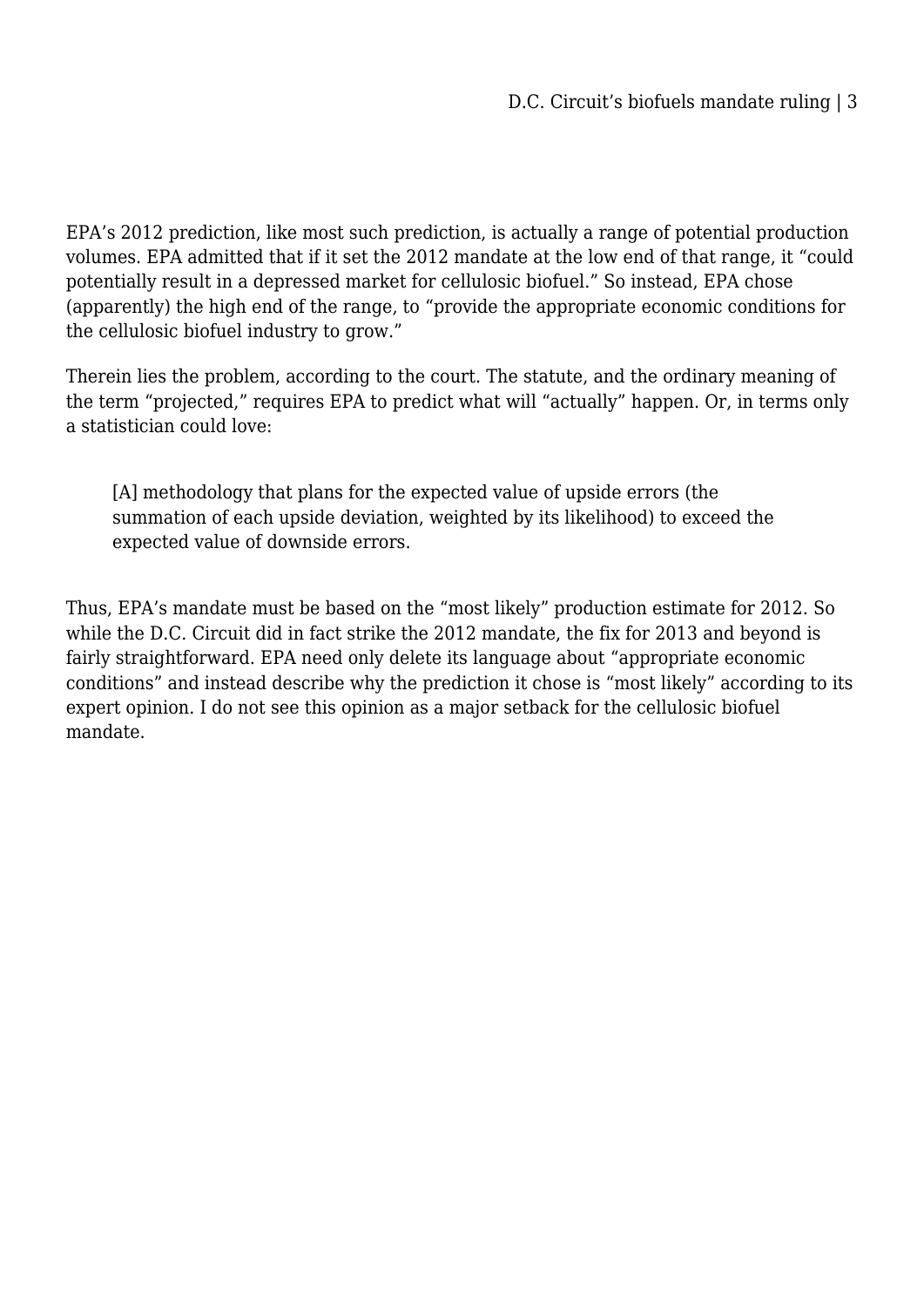EPA's 2012 prediction, like most such prediction, is actually a range of potential production volumes. EPA admitted that if it set the 2012 mandate at the low end of that range, it "could potentially result in a depressed market for cellulosic biofuel." So instead, EPA chose (apparently) the high end of the range, to "provide the appropriate economic conditions for the cellulosic biofuel industry to grow."

Therein lies the problem, according to the court. The statute, and the ordinary meaning of the term "projected," requires EPA to predict what will "actually" happen. Or, in terms only a statistician could love:

> [A] methodology that plans for the expected value of upside errors (the summation of each upside deviation, weighted by its likelihood) to exceed the expected value of downside errors.

Thus, EPA's mandate must be based on the "most likely" production estimate for 2012. So while the D.C. Circuit did in fact strike the 2012 mandate, the fix for 2013 and beyond is fairly straightforward. EPA need only delete its language about "appropriate economic conditions" and instead describe why the prediction it chose is "most likely" according to its expert opinion. I do not see this opinion as a major setback for the cellulosic biofuel mandate.